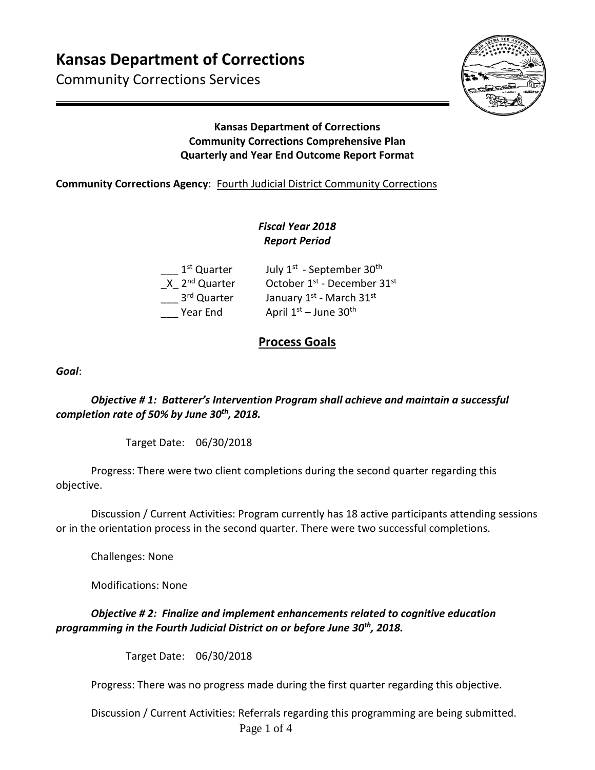# Kansas Department of Corrections

Community Corrections Services

**Kansas Department of Corrections**
**Community Corrections Comprehensive Plan**
**Quarterly and Year End Outcome Report Format**

**Community Corrections Agency**: Fourth Judicial District Community Corrections

***Fiscal Year 2018***
***Report Period***

___ 1st Quarter July 1st - September 30th
_X_ 2nd Quarter October 1st - December 31st
___ 3rd Quarter January 1st - March 31st
___ Year End April 1st – June 30th

## Process Goals

***Goal***:

***Objective # 1: Batterer's Intervention Program shall achieve and maintain a successful completion rate of 50% by June 30th, 2018.***

Target Date: 06/30/2018

Progress: There were two client completions during the second quarter regarding this objective.

Discussion / Current Activities: Program currently has 18 active participants attending sessions or in the orientation process in the second quarter. There were two successful completions.

Challenges: None

Modifications: None

***Objective # 2: Finalize and implement enhancements related to cognitive education programming in the Fourth Judicial District on or before June 30th, 2018.***

Target Date: 06/30/2018

Progress: There was no progress made during the first quarter regarding this objective.

Discussion / Current Activities: Referrals regarding this programming are being submitted.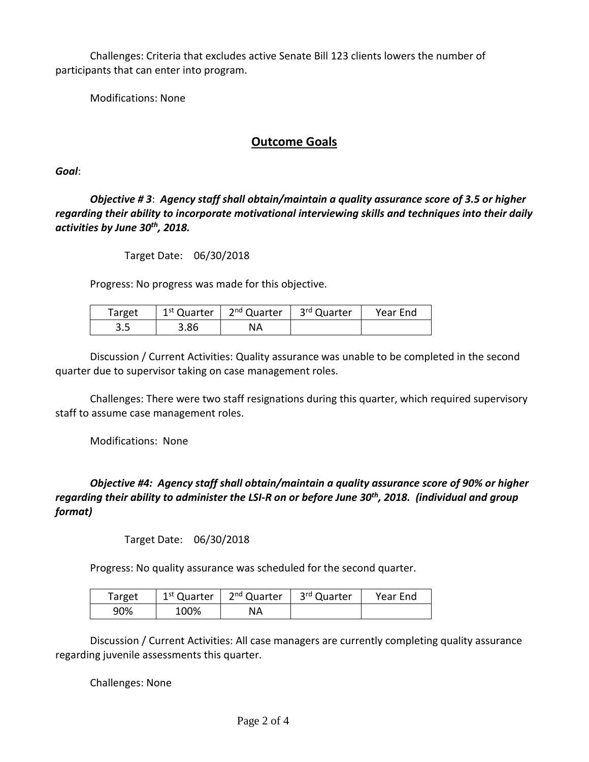Challenges: Criteria that excludes active Senate Bill 123 clients lowers the number of participants that can enter into program.

Modifications: None

## Outcome Goals

***Goal***:

***Objective # 3**: **Agency staff shall obtain/maintain a quality assurance score of 3.5 or higher regarding their ability to incorporate motivational interviewing skills and techniques into their daily activities by June 30th, 2018.***

Target Date: 06/30/2018

Progress: No progress was made for this objective.

| Target | 1st Quarter | 2nd Quarter | 3rd Quarter | Year End |
|---|---|---|---|---|
| 3.5 | 3.86 | NA | | |

Discussion / Current Activities: Quality assurance was unable to be completed in the second quarter due to supervisor taking on case management roles.

Challenges: There were two staff resignations during this quarter, which required supervisory staff to assume case management roles.

Modifications: None

***Objective #4: Agency staff shall obtain/maintain a quality assurance score of 90% or higher regarding their ability to administer the LSI-R on or before June 30th, 2018. (individual and group format)***

Target Date: 06/30/2018

Progress: No quality assurance was scheduled for the second quarter.

| Target | 1st Quarter | 2nd Quarter | 3rd Quarter | Year End |
|---|---|---|---|---|
| 90% | 100% | NA | | |

Discussion / Current Activities: All case managers are currently completing quality assurance regarding juvenile assessments this quarter.

Challenges: None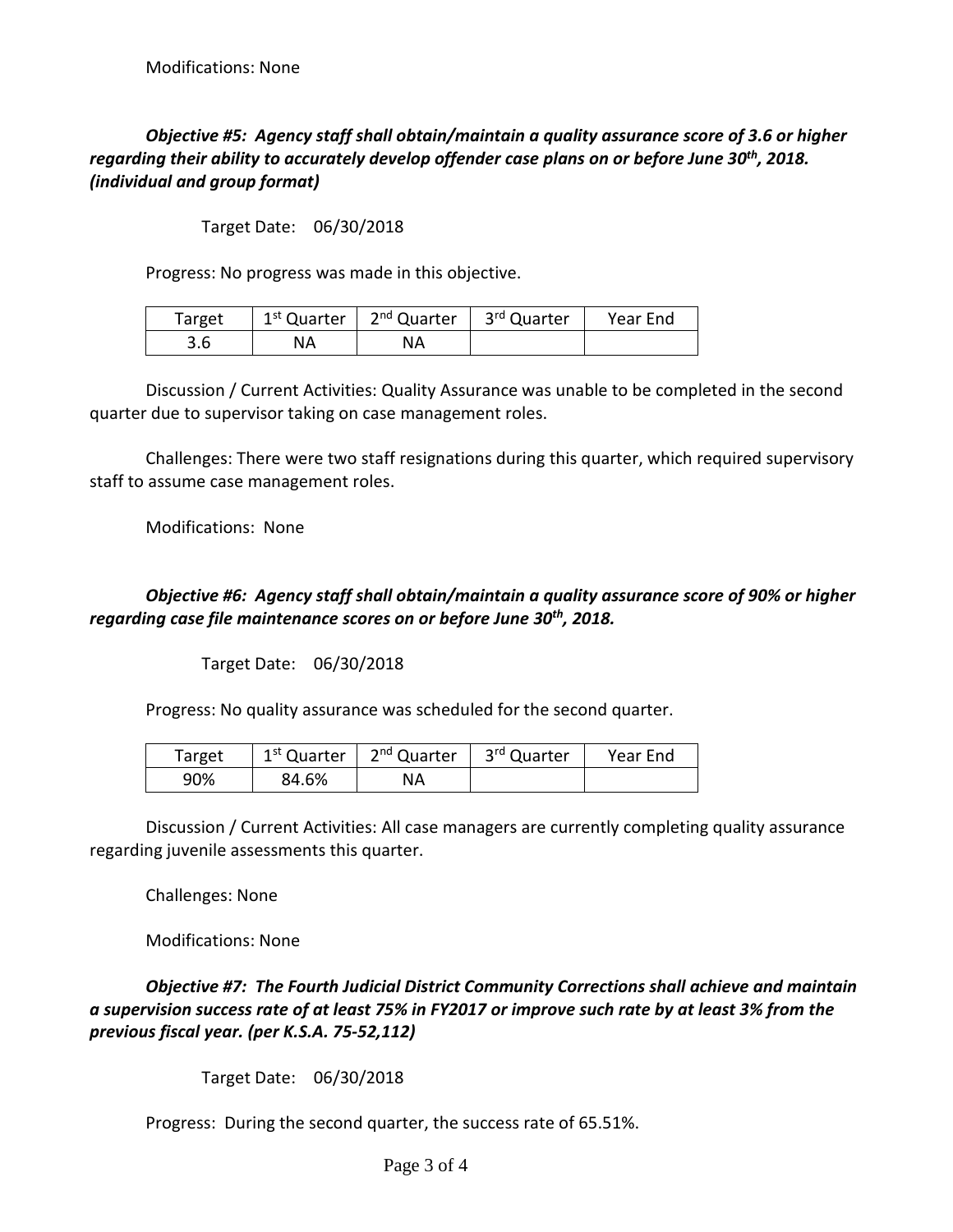Modifications: None

***Objective #5: Agency staff shall obtain/maintain a quality assurance score of 3.6 or higher regarding their ability to accurately develop offender case plans on or before June 30th, 2018. (individual and group format)***

Target Date: 06/30/2018

Progress: No progress was made in this objective.

| Target | 1st Quarter | 2nd Quarter | 3rd Quarter | Year End |
|---|---|---|---|---|
| 3.6 | NA | NA | | |

Discussion / Current Activities: Quality Assurance was unable to be completed in the second quarter due to supervisor taking on case management roles.

Challenges: There were two staff resignations during this quarter, which required supervisory staff to assume case management roles.

Modifications: None

***Objective #6: Agency staff shall obtain/maintain a quality assurance score of 90% or higher regarding case file maintenance scores on or before June 30th, 2018.***

Target Date: 06/30/2018

Progress: No quality assurance was scheduled for the second quarter.

| Target | 1st Quarter | 2nd Quarter | 3rd Quarter | Year End |
|---|---|---|---|---|
| 90% | 84.6% | NA | | |

Discussion / Current Activities: All case managers are currently completing quality assurance regarding juvenile assessments this quarter.

Challenges: None

Modifications: None

***Objective #7: The Fourth Judicial District Community Corrections shall achieve and maintain a supervision success rate of at least 75% in FY2017 or improve such rate by at least 3% from the previous fiscal year. (per K.S.A. 75-52,112)***

Target Date: 06/30/2018

Progress: During the second quarter, the success rate of 65.51%.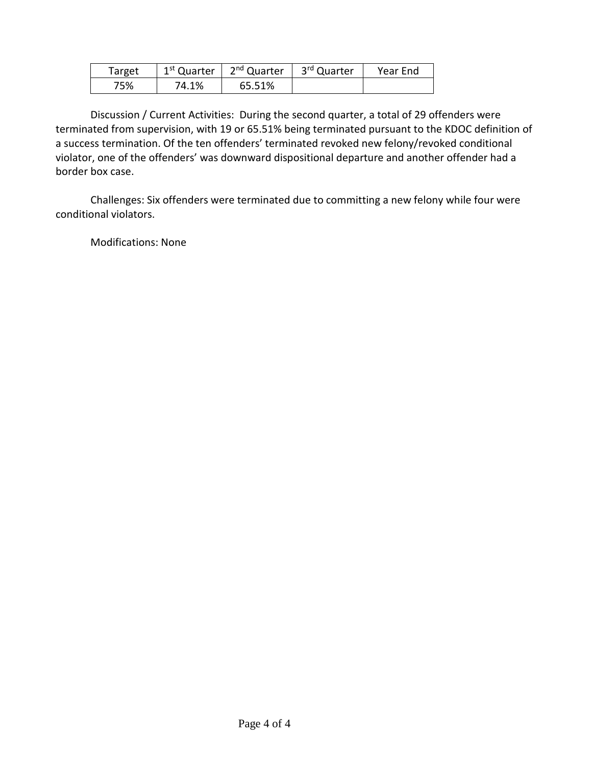| Target | 1st Quarter | 2nd Quarter | 3rd Quarter | Year End |
| --- | --- | --- | --- | --- |
| 75% | 74.1% | 65.51% | | |

Discussion / Current Activities: During the second quarter, a total of 29 offenders were terminated from supervision, with 19 or 65.51% being terminated pursuant to the KDOC definition of a success termination. Of the ten offenders' terminated revoked new felony/revoked conditional violator, one of the offenders' was downward dispositional departure and another offender had a border box case.

Challenges: Six offenders were terminated due to committing a new felony while four were conditional violators.

Modifications: None